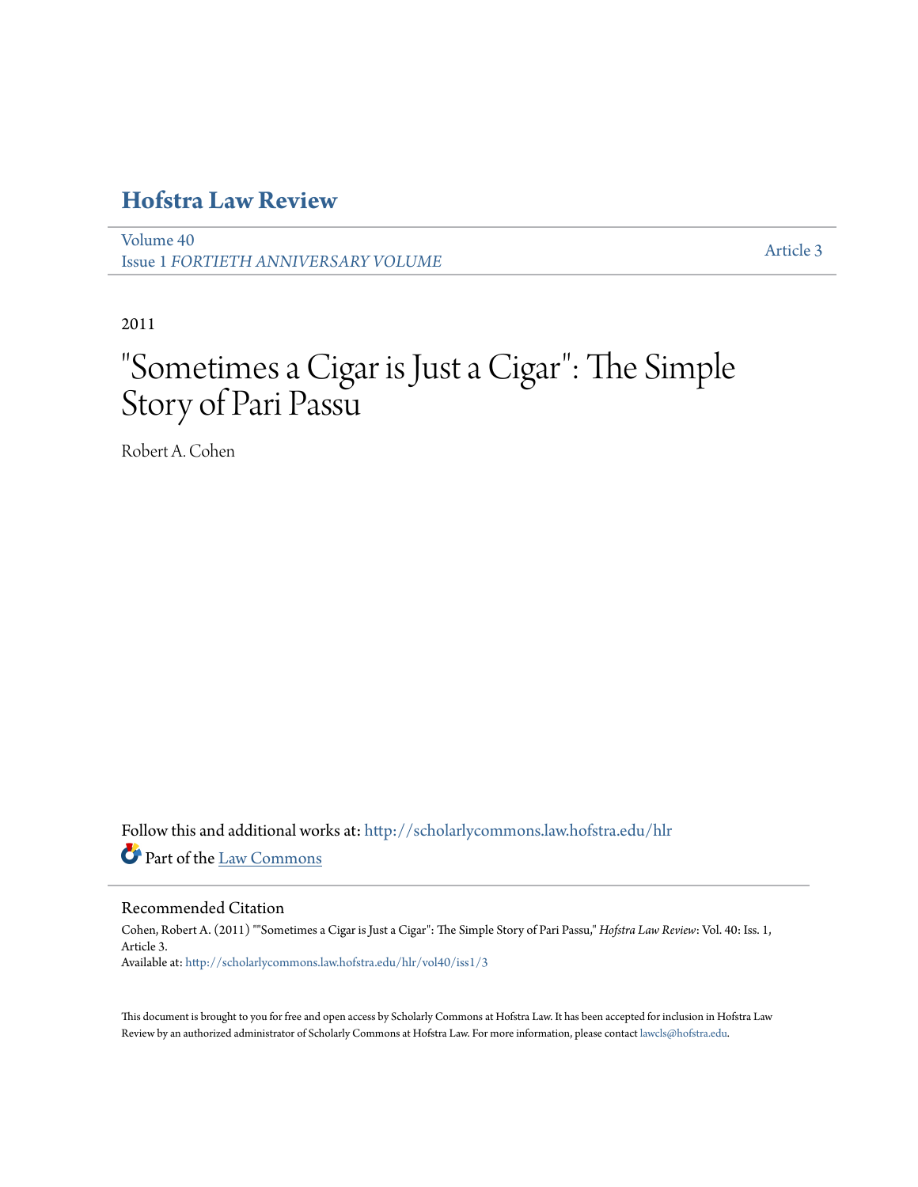# Hofstra Law Review

Volume 40
Issue 1 *FORTIETH ANNIVERSARY VOLUME*

Article 3

2011

# "Sometimes a Cigar is Just a Cigar": The Simple Story of Pari Passu

Robert A. Cohen

Follow this and additional works at: http://scholarlycommons.law.hofstra.edu/hlr

Part of the Law Commons

## Recommended Citation

Cohen, Robert A. (2011) ""Sometimes a Cigar is Just a Cigar": The Simple Story of Pari Passu," *Hofstra Law Review*: Vol. 40: Iss. 1, Article 3.
Available at: http://scholarlycommons.law.hofstra.edu/hlr/vol40/iss1/3

This document is brought to you for free and open access by Scholarly Commons at Hofstra Law. It has been accepted for inclusion in Hofstra Law Review by an authorized administrator of Scholarly Commons at Hofstra Law. For more information, please contact lawcls@hofstra.edu.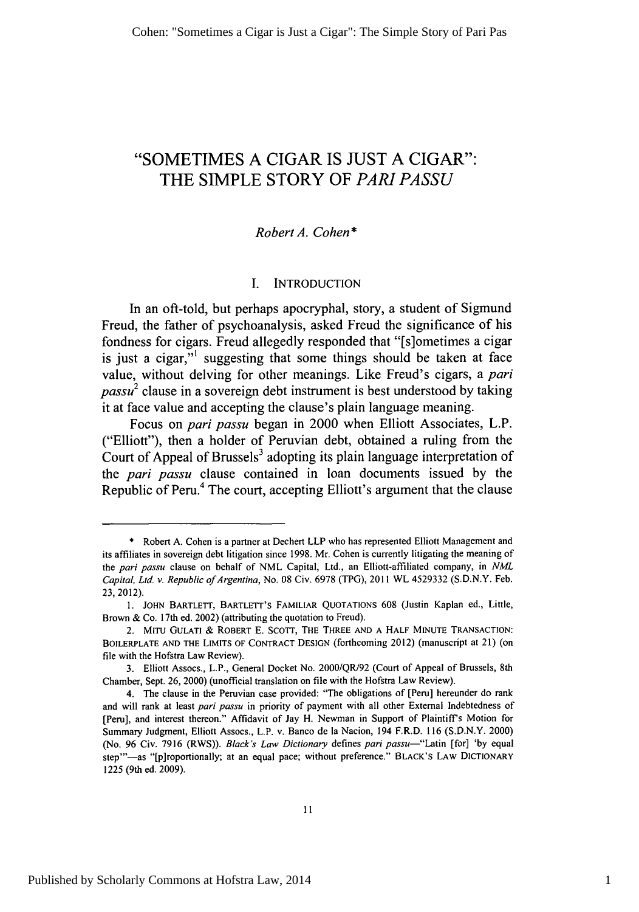# "SOMETIMES A CIGAR IS JUST A CIGAR": THE SIMPLE STORY OF *PARI PASSU*

*Robert A. Cohen**

## I. INTRODUCTION

In an oft-told, but perhaps apocryphal, story, a student of Sigmund Freud, the father of psychoanalysis, asked Freud the significance of his fondness for cigars. Freud allegedly responded that "[s]ometimes a cigar is just a cigar,"[1] suggesting that some things should be taken at face value, without delving for other meanings. Like Freud's cigars, a *pari passu*[2] clause in a sovereign debt instrument is best understood by taking it at face value and accepting the clause's plain language meaning.

Focus on *pari passu* began in 2000 when Elliott Associates, L.P. ("Elliott"), then a holder of Peruvian debt, obtained a ruling from the Court of Appeal of Brussels[3] adopting its plain language interpretation of the *pari passu* clause contained in loan documents issued by the Republic of Peru.[4] The court, accepting Elliott's argument that the clause

---

\* Robert A. Cohen is a partner at Dechert LLP who has represented Elliott Management and its affiliates in sovereign debt litigation since 1998. Mr. Cohen is currently litigating the meaning of the *pari passu* clause on behalf of NML Capital, Ltd., an Elliott-affiliated company, in *NML Capital, Ltd. v. Republic of Argentina*, No. 08 Civ. 6978 (TPG), 2011 WL 4529332 (S.D.N.Y. Feb. 23, 2012).

1. JOHN BARTLETT, BARTLETT'S FAMILIAR QUOTATIONS 608 (Justin Kaplan ed., Little, Brown & Co. 17th ed. 2002) (attributing the quotation to Freud).

2. MITU GULATI & ROBERT E. SCOTT, THE THREE AND A HALF MINUTE TRANSACTION: BOILERPLATE AND THE LIMITS OF CONTRACT DESIGN (forthcoming 2012) (manuscript at 21) (on file with the Hofstra Law Review).

3. Elliott Assocs., L.P., General Docket No. 2000/QR/92 (Court of Appeal of Brussels, 8th Chamber, Sept. 26, 2000) (unofficial translation on file with the Hofstra Law Review).

4. The clause in the Peruvian case provided: "The obligations of [Peru] hereunder do rank and will rank at least *pari passu* in priority of payment with all other External Indebtedness of [Peru], and interest thereon." Affidavit of Jay H. Newman in Support of Plaintiff's Motion for Summary Judgment, Elliott Assocs., L.P. v. Banco de la Nacion, 194 F.R.D. 116 (S.D.N.Y. 2000) (No. 96 Civ. 7916 (RWS)). *Black's Law Dictionary* defines *pari passu*—"Latin [for] 'by equal step'"—as "[p]roportionally; at an equal pace; without preference." BLACK'S LAW DICTIONARY 1225 (9th ed. 2009).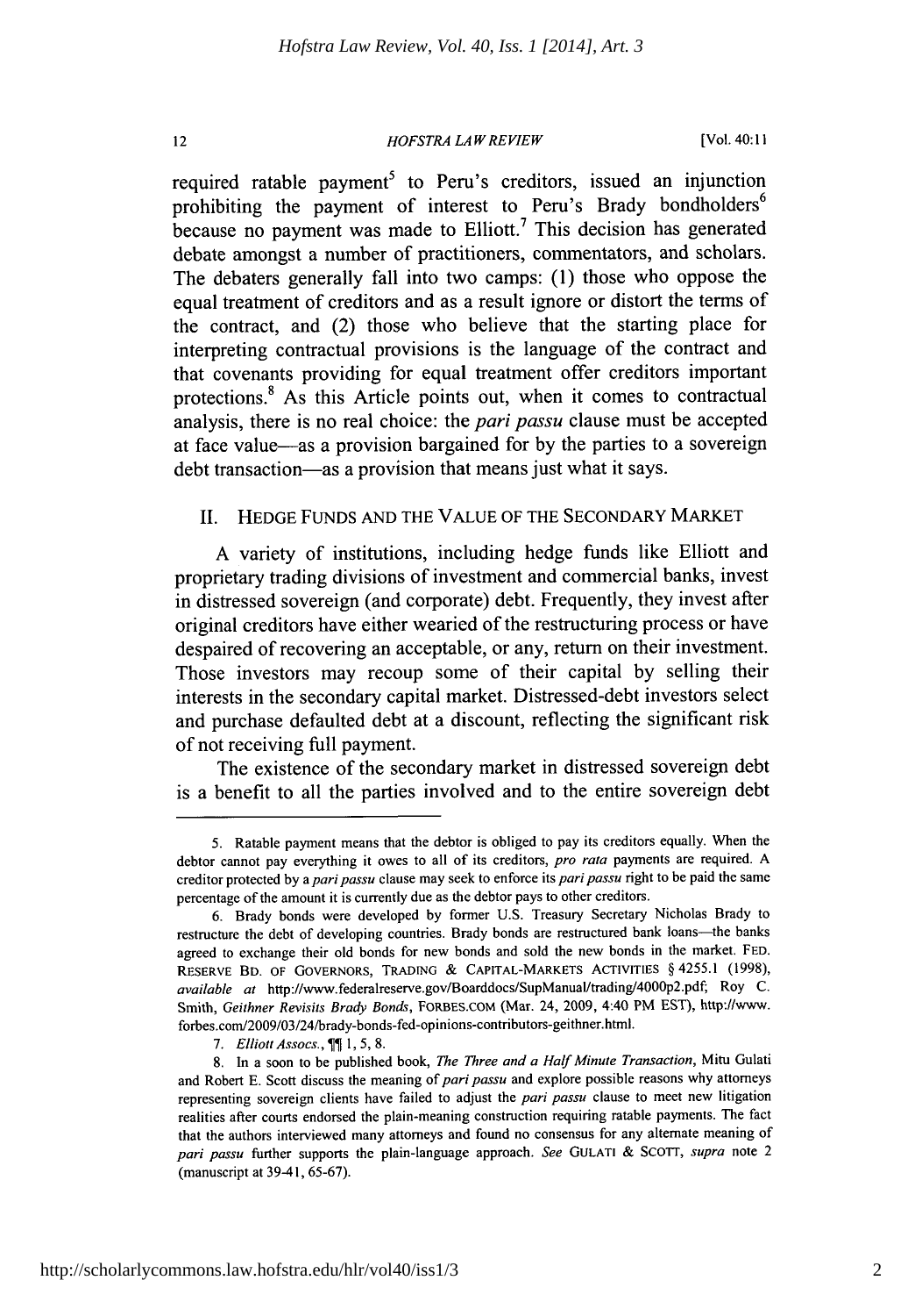required ratable payment[5] to Peru's creditors, issued an injunction prohibiting the payment of interest to Peru's Brady bondholders[6] because no payment was made to Elliott.[7] This decision has generated debate amongst a number of practitioners, commentators, and scholars. The debaters generally fall into two camps: (1) those who oppose the equal treatment of creditors and as a result ignore or distort the terms of the contract, and (2) those who believe that the starting place for interpreting contractual provisions is the language of the contract and that covenants providing for equal treatment offer creditors important protections.[8] As this Article points out, when it comes to contractual analysis, there is no real choice: the *pari passu* clause must be accepted at face value—as a provision bargained for by the parties to a sovereign debt transaction—as a provision that means just what it says.

## II. HEDGE FUNDS AND THE VALUE OF THE SECONDARY MARKET

A variety of institutions, including hedge funds like Elliott and proprietary trading divisions of investment and commercial banks, invest in distressed sovereign (and corporate) debt. Frequently, they invest after original creditors have either wearied of the restructuring process or have despaired of recovering an acceptable, or any, return on their investment. Those investors may recoup some of their capital by selling their interests in the secondary capital market. Distressed-debt investors select and purchase defaulted debt at a discount, reflecting the significant risk of not receiving full payment.

The existence of the secondary market in distressed sovereign debt is a benefit to all the parties involved and to the entire sovereign debt

---

5. Ratable payment means that the debtor is obliged to pay its creditors equally. When the debtor cannot pay everything it owes to all of its creditors, *pro rata* payments are required. A creditor protected by a *pari passu* clause may seek to enforce its *pari passu* right to be paid the same percentage of the amount it is currently due as the debtor pays to other creditors.

6. Brady bonds were developed by former U.S. Treasury Secretary Nicholas Brady to restructure the debt of developing countries. Brady bonds are restructured bank loans—the banks agreed to exchange their old bonds for new bonds and sold the new bonds in the market. FED. RESERVE BD. OF GOVERNORS, TRADING & CAPITAL-MARKETS ACTIVITIES § 4255.1 (1998), *available at* http://www.federalreserve.gov/Boarddocs/SupManual/trading/4000p2.pdf; Roy C. Smith, *Geithner Revisits Brady Bonds*, FORBES.COM (Mar. 24, 2009, 4:40 PM EST), http://www.forbes.com/2009/03/24/brady-bonds-fed-opinions-contributors-geithner.html.

7. *Elliott Assocs.*, ¶¶ 1, 5, 8.

8. In a soon to be published book, *The Three and a Half Minute Transaction*, Mitu Gulati and Robert E. Scott discuss the meaning of *pari passu* and explore possible reasons why attorneys representing sovereign clients have failed to adjust the *pari passu* clause to meet new litigation realities after courts endorsed the plain-meaning construction requiring ratable payments. The fact that the authors interviewed many attorneys and found no consensus for any alternate meaning of *pari passu* further supports the plain-language approach. *See* GULATI & SCOTT, *supra* note 2 (manuscript at 39-41, 65-67).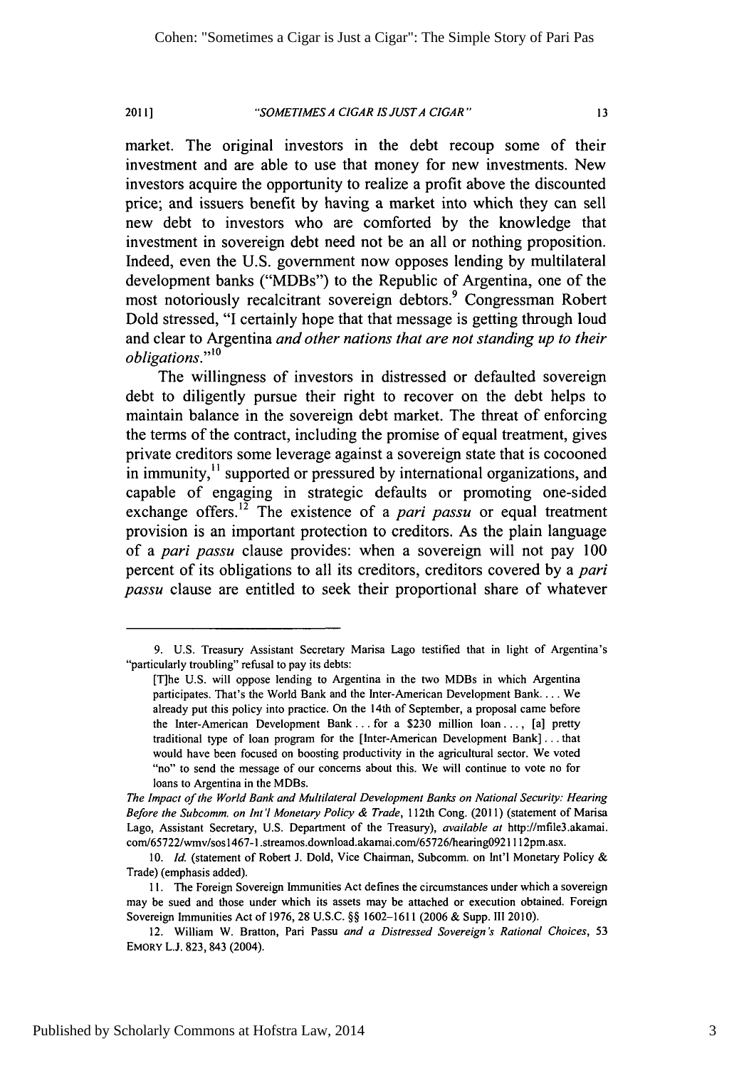market. The original investors in the debt recoup some of their investment and are able to use that money for new investments. New investors acquire the opportunity to realize a profit above the discounted price; and issuers benefit by having a market into which they can sell new debt to investors who are comforted by the knowledge that investment in sovereign debt need not be an all or nothing proposition. Indeed, even the U.S. government now opposes lending by multilateral development banks ("MDBs") to the Republic of Argentina, one of the most notoriously recalcitrant sovereign debtors.[9] Congressman Robert Dold stressed, "I certainly hope that that message is getting through loud and clear to Argentina *and other nations that are not standing up to their obligations*."[10]

The willingness of investors in distressed or defaulted sovereign debt to diligently pursue their right to recover on the debt helps to maintain balance in the sovereign debt market. The threat of enforcing the terms of the contract, including the promise of equal treatment, gives private creditors some leverage against a sovereign state that is cocooned in immunity,[11] supported or pressured by international organizations, and capable of engaging in strategic defaults or promoting one-sided exchange offers.[12] The existence of a *pari passu* or equal treatment provision is an important protection to creditors. As the plain language of a *pari passu* clause provides: when a sovereign will not pay 100 percent of its obligations to all its creditors, creditors covered by a *pari passu* clause are entitled to seek their proportional share of whatever

---

9. U.S. Treasury Assistant Secretary Marisa Lago testified that in light of Argentina's "particularly troubling" refusal to pay its debts:

> [T]he U.S. will oppose lending to Argentina in the two MDBs in which Argentina participates. That's the World Bank and the Inter-American Development Bank. . . . We already put this policy into practice. On the 14th of September, a proposal came before the Inter-American Development Bank . . . for a $230 million loan . . . , [a] pretty traditional type of loan program for the [Inter-American Development Bank] . . . that would have been focused on boosting productivity in the agricultural sector. We voted "no" to send the message of our concerns about this. We will continue to vote no for loans to Argentina in the MDBs.

*The Impact of the World Bank and Multilateral Development Banks on National Security: Hearing Before the Subcomm. on Int'l Monetary Policy & Trade*, 112th Cong. (2011) (statement of Marisa Lago, Assistant Secretary, U.S. Department of the Treasury), *available at* http://mfile3.akamai.com/65722/wmv/sos1467-1.streamos.download.akamai.com/65726/hearing0921112pm.asx.

10. *Id.* (statement of Robert J. Dold, Vice Chairman, Subcomm. on Int'l Monetary Policy & Trade) (emphasis added).

11. The Foreign Sovereign Immunities Act defines the circumstances under which a sovereign may be sued and those under which its assets may be attached or execution obtained. Foreign Sovereign Immunities Act of 1976, 28 U.S.C. §§ 1602–1611 (2006 & Supp. III 2010).

12. William W. Bratton, Pari Passu *and a Distressed Sovereign's Rational Choices*, 53 EMORY L.J. 823, 843 (2004).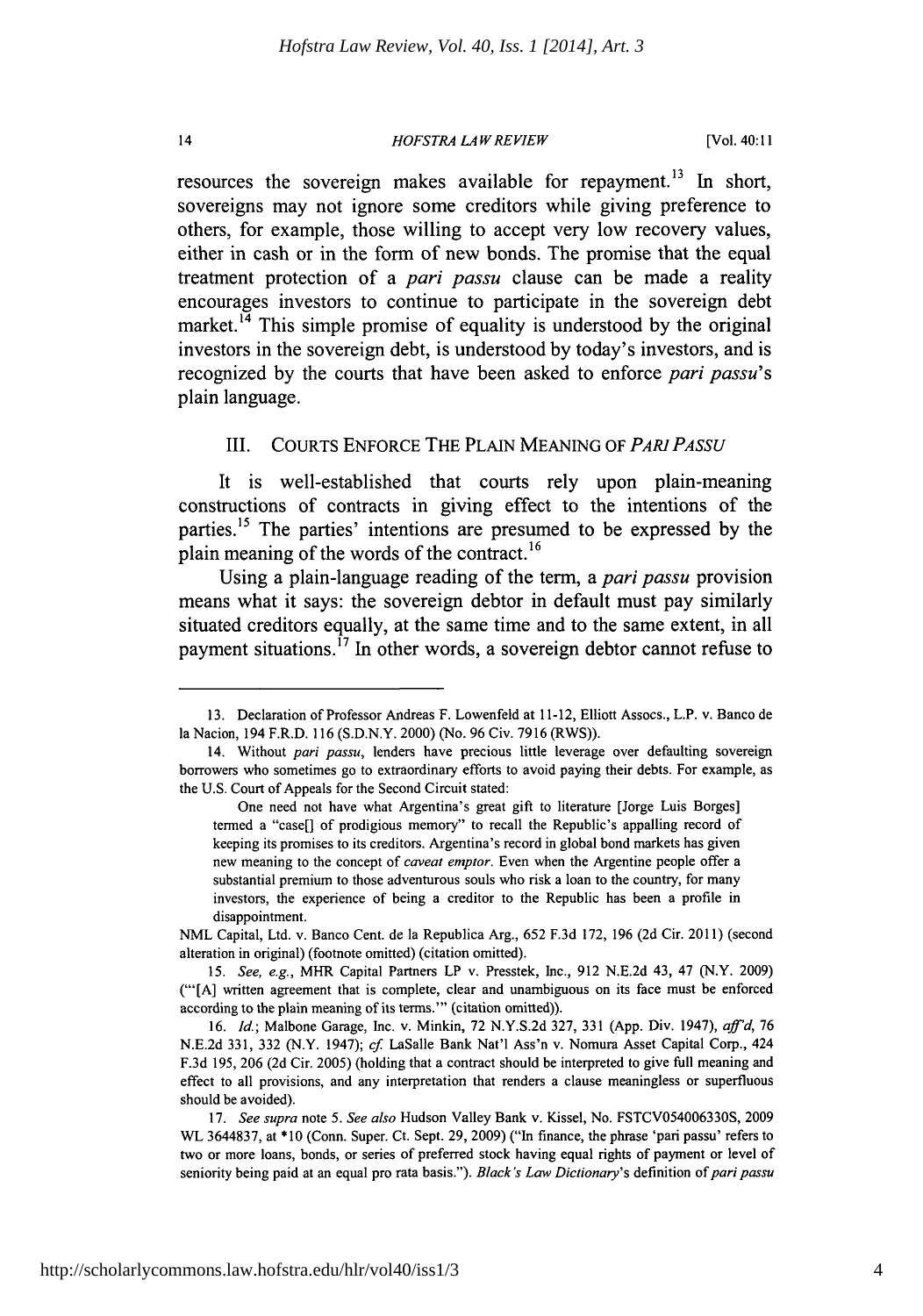resources the sovereign makes available for repayment.[13] In short, sovereigns may not ignore some creditors while giving preference to others, for example, those willing to accept very low recovery values, either in cash or in the form of new bonds. The promise that the equal treatment protection of a *pari passu* clause can be made a reality encourages investors to continue to participate in the sovereign debt market.[14] This simple promise of equality is understood by the original investors in the sovereign debt, is understood by today's investors, and is recognized by the courts that have been asked to enforce *pari passu*'s plain language.

## III. COURTS ENFORCE THE PLAIN MEANING OF *PARI PASSU*

It is well-established that courts rely upon plain-meaning constructions of contracts in giving effect to the intentions of the parties.[15] The parties' intentions are presumed to be expressed by the plain meaning of the words of the contract.[16]

Using a plain-language reading of the term, a *pari passu* provision means what it says: the sovereign debtor in default must pay similarly situated creditors equally, at the same time and to the same extent, in all payment situations.[17] In other words, a sovereign debtor cannot refuse to

---

13. Declaration of Professor Andreas F. Lowenfeld at 11-12, Elliott Assocs., L.P. v. Banco de la Nacion, 194 F.R.D. 116 (S.D.N.Y. 2000) (No. 96 Civ. 7916 (RWS)).

14. Without *pari passu*, lenders have precious little leverage over defaulting sovereign borrowers who sometimes go to extraordinary efforts to avoid paying their debts. For example, as the U.S. Court of Appeals for the Second Circuit stated:

> One need not have what Argentina's great gift to literature [Jorge Luis Borges] termed a "case[] of prodigious memory" to recall the Republic's appalling record of keeping its promises to its creditors. Argentina's record in global bond markets has given new meaning to the concept of *caveat emptor*. Even when the Argentine people offer a substantial premium to those adventurous souls who risk a loan to the country, for many investors, the experience of being a creditor to the Republic has been a profile in disappointment.

NML Capital, Ltd. v. Banco Cent. de la Republica Arg., 652 F.3d 172, 196 (2d Cir. 2011) (second alteration in original) (footnote omitted) (citation omitted).

15. *See, e.g.*, MHR Capital Partners LP v. Presstek, Inc., 912 N.E.2d 43, 47 (N.Y. 2009) ("'[A] written agreement that is complete, clear and unambiguous on its face must be enforced according to the plain meaning of its terms.'" (citation omitted)).

16. *Id.*; Malbone Garage, Inc. v. Minkin, 72 N.Y.S.2d 327, 331 (App. Div. 1947), *aff'd*, 76 N.E.2d 331, 332 (N.Y. 1947); *cf.* LaSalle Bank Nat'l Ass'n v. Nomura Asset Capital Corp., 424 F.3d 195, 206 (2d Cir. 2005) (holding that a contract should be interpreted to give full meaning and effect to all provisions, and any interpretation that renders a clause meaningless or superfluous should be avoided).

17. *See supra* note 5. *See also* Hudson Valley Bank v. Kissel, No. FSTCV054006330S, 2009 WL 3644837, at *10 (Conn. Super. Ct. Sept. 29, 2009) ("In finance, the phrase 'pari passu' refers to two or more loans, bonds, or series of preferred stock having equal rights of payment or level of seniority being paid at an equal pro rata basis."). *Black's Law Dictionary*'s definition of *pari passu*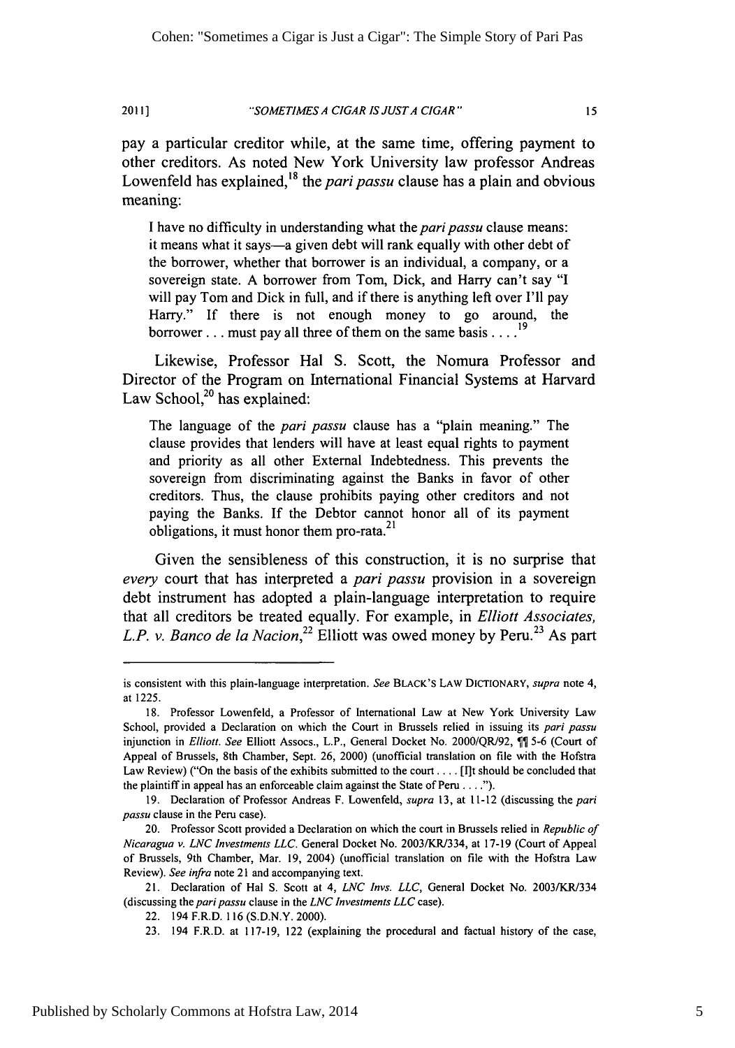pay a particular creditor while, at the same time, offering payment to other creditors. As noted New York University law professor Andreas Lowenfeld has explained,[18] the *pari passu* clause has a plain and obvious meaning:

> I have no difficulty in understanding what the *pari passu* clause means: it means what it says—a given debt will rank equally with other debt of the borrower, whether that borrower is an individual, a company, or a sovereign state. A borrower from Tom, Dick, and Harry can't say "I will pay Tom and Dick in full, and if there is anything left over I'll pay Harry." If there is not enough money to go around, the borrower . . . must pay all three of them on the same basis . . . .[19]

Likewise, Professor Hal S. Scott, the Nomura Professor and Director of the Program on International Financial Systems at Harvard Law School,[20] has explained:

> The language of the *pari passu* clause has a "plain meaning." The clause provides that lenders will have at least equal rights to payment and priority as all other External Indebtedness. This prevents the sovereign from discriminating against the Banks in favor of other creditors. Thus, the clause prohibits paying other creditors and not paying the Banks. If the Debtor cannot honor all of its payment obligations, it must honor them pro-rata.[21]

Given the sensibleness of this construction, it is no surprise that *every* court that has interpreted a *pari passu* provision in a sovereign debt instrument has adopted a plain-language interpretation to require that all creditors be treated equally. For example, in *Elliott Associates, L.P. v. Banco de la Nacion*,[22] Elliott was owed money by Peru.[23] As part

---

is consistent with this plain-language interpretation. *See* BLACK'S LAW DICTIONARY, *supra* note 4, at 1225.

18. Professor Lowenfeld, a Professor of International Law at New York University Law School, provided a Declaration on which the Court in Brussels relied in issuing its *pari passu* injunction in *Elliott*. *See* Elliott Assocs., L.P., General Docket No. 2000/QR/92, ¶¶ 5-6 (Court of Appeal of Brussels, 8th Chamber, Sept. 26, 2000) (unofficial translation on file with the Hofstra Law Review) ("On the basis of the exhibits submitted to the court . . . . [I]t should be concluded that the plaintiff in appeal has an enforceable claim against the State of Peru . . . .").

19. Declaration of Professor Andreas F. Lowenfeld, *supra* note 13, at 11-12 (discussing the *pari passu* clause in the Peru case).

20. Professor Scott provided a Declaration on which the court in Brussels relied in *Republic of Nicaragua v. LNC Investments LLC*, General Docket No. 2003/KR/334, at 17-19 (Court of Appeal of Brussels, 9th Chamber, Mar. 19, 2004) (unofficial translation on file with the Hofstra Law Review). *See infra* note 21 and accompanying text.

21. Declaration of Hal S. Scott at 4, *LNC Invs. LLC*, General Docket No. 2003/KR/334 (discussing the *pari passu* clause in the *LNC Investments LLC* case).

22. 194 F.R.D. 116 (S.D.N.Y. 2000).

23. 194 F.R.D. at 117-19, 122 (explaining the procedural and factual history of the case,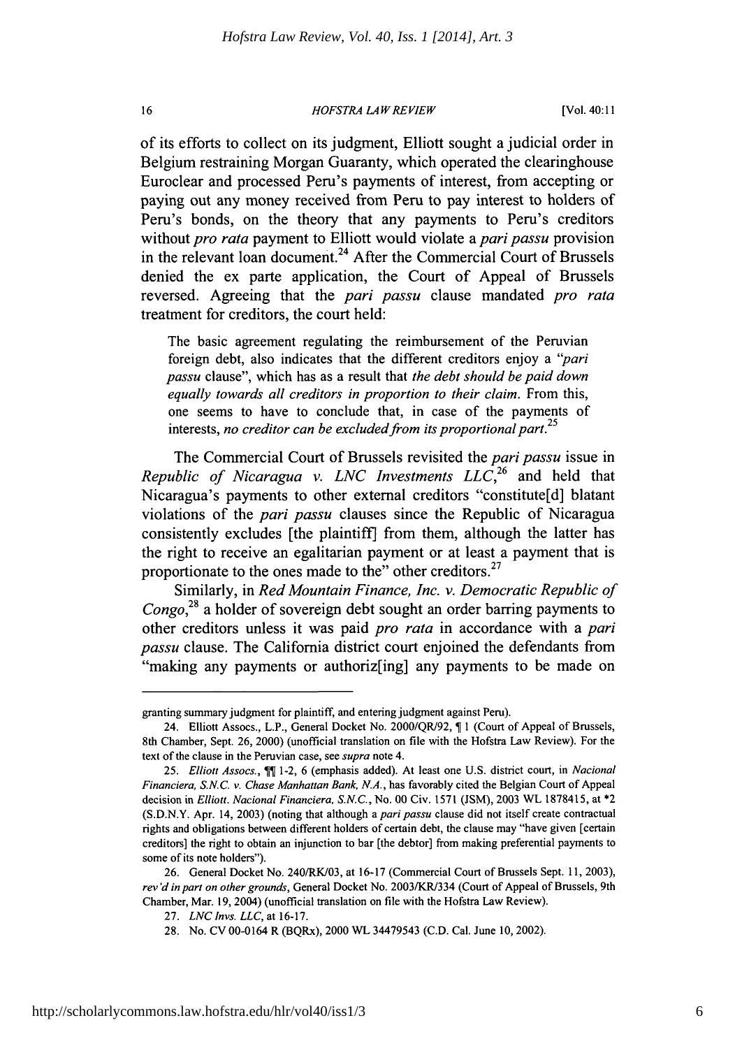of its efforts to collect on its judgment, Elliott sought a judicial order in Belgium restraining Morgan Guaranty, which operated the clearinghouse Euroclear and processed Peru's payments of interest, from accepting or paying out any money received from Peru to pay interest to holders of Peru's bonds, on the theory that any payments to Peru's creditors without *pro rata* payment to Elliott would violate a *pari passu* provision in the relevant loan document.[24] After the Commercial Court of Brussels denied the ex parte application, the Court of Appeal of Brussels reversed. Agreeing that the *pari passu* clause mandated *pro rata* treatment for creditors, the court held:

> The basic agreement regulating the reimbursement of the Peruvian foreign debt, also indicates that the different creditors enjoy a *"pari passu* clause", which has as a result that *the debt should be paid down equally towards all creditors in proportion to their claim.* From this, one seems to have to conclude that, in case of the payments of interests, *no creditor can be excluded from its proportional part.*[25]

The Commercial Court of Brussels revisited the *pari passu* issue in *Republic of Nicaragua v. LNC Investments LLC*,[26] and held that Nicaragua's payments to other external creditors "constitute[d] blatant violations of the *pari passu* clauses since the Republic of Nicaragua consistently excludes [the plaintiff] from them, although the latter has the right to receive an egalitarian payment or at least a payment that is proportionate to the ones made to the" other creditors.[27]

Similarly, in *Red Mountain Finance, Inc. v. Democratic Republic of Congo*,[28] a holder of sovereign debt sought an order barring payments to other creditors unless it was paid *pro rata* in accordance with a *pari passu* clause. The California district court enjoined the defendants from "making any payments or authoriz[ing] any payments to be made on

---

granting summary judgment for plaintiff, and entering judgment against Peru).

24. Elliott Assocs., L.P., General Docket No. 2000/QR/92, ¶ 1 (Court of Appeal of Brussels, 8th Chamber, Sept. 26, 2000) (unofficial translation on file with the Hofstra Law Review). For the text of the clause in the Peruvian case, see *supra* note 4.

25. *Elliott Assocs.*, ¶¶ 1-2, 6 (emphasis added). At least one U.S. district court, in *Nacional Financiera, S.N.C. v. Chase Manhattan Bank, N.A.*, has favorably cited the Belgian Court of Appeal decision in *Elliott*. *Nacional Financiera, S.N.C.*, No. 00 Civ. 1571 (JSM), 2003 WL 1878415, at *2 (S.D.N.Y. Apr. 14, 2003) (noting that although a *pari passu* clause did not itself create contractual rights and obligations between different holders of certain debt, the clause may "have given [certain creditors] the right to obtain an injunction to bar [the debtor] from making preferential payments to some of its note holders").

26. General Docket No. 240/RK/03, at 16-17 (Commercial Court of Brussels Sept. 11, 2003), *rev'd in part on other grounds*, General Docket No. 2003/KR/334 (Court of Appeal of Brussels, 9th Chamber, Mar. 19, 2004) (unofficial translation on file with the Hofstra Law Review).

27. *LNC Invs. LLC*, at 16-17.

28. No. CV 00-0164 R (BQRx), 2000 WL 34479543 (C.D. Cal. June 10, 2002).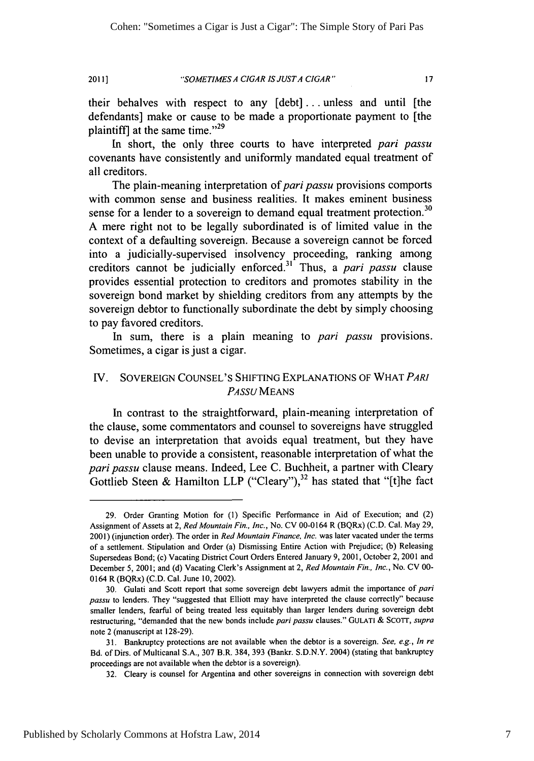their behalves with respect to any [debt] . . . unless and until [the defendants] make or cause to be made a proportionate payment to [the plaintiff] at the same time."[29]

In short, the only three courts to have interpreted *pari passu* covenants have consistently and uniformly mandated equal treatment of all creditors.

The plain-meaning interpretation of *pari passu* provisions comports with common sense and business realities. It makes eminent business sense for a lender to a sovereign to demand equal treatment protection.[30] A mere right not to be legally subordinated is of limited value in the context of a defaulting sovereign. Because a sovereign cannot be forced into a judicially-supervised insolvency proceeding, ranking among creditors cannot be judicially enforced.[31] Thus, a *pari passu* clause provides essential protection to creditors and promotes stability in the sovereign bond market by shielding creditors from any attempts by the sovereign debtor to functionally subordinate the debt by simply choosing to pay favored creditors.

In sum, there is a plain meaning to *pari passu* provisions. Sometimes, a cigar is just a cigar.

## IV. SOVEREIGN COUNSEL'S SHIFTING EXPLANATIONS OF WHAT *PARI PASSU* MEANS

In contrast to the straightforward, plain-meaning interpretation of the clause, some commentators and counsel to sovereigns have struggled to devise an interpretation that avoids equal treatment, but they have been unable to provide a consistent, reasonable interpretation of what the *pari passu* clause means. Indeed, Lee C. Buchheit, a partner with Cleary Gottlieb Steen & Hamilton LLP ("Cleary"),[32] has stated that "[t]he fact

---

29. Order Granting Motion for (1) Specific Performance in Aid of Execution; and (2) Assignment of Assets at 2, *Red Mountain Fin., Inc.*, No. CV 00-0164 R (BQRx) (C.D. Cal. May 29, 2001) (injunction order). The order in *Red Mountain Finance, Inc.* was later vacated under the terms of a settlement. Stipulation and Order (a) Dismissing Entire Action with Prejudice; (b) Releasing Supersedeas Bond; (c) Vacating District Court Orders Entered January 9, 2001, October 2, 2001 and December 5, 2001; and (d) Vacating Clerk's Assignment at 2, *Red Mountain Fin., Inc.*, No. CV 00-0164 R (BQRx) (C.D. Cal. June 10, 2002).

30. Gulati and Scott report that some sovereign debt lawyers admit the importance of *pari passu* to lenders. They "suggested that Elliott may have interpreted the clause correctly" because smaller lenders, fearful of being treated less equitably than larger lenders during sovereign debt restructuring, "demanded that the new bonds include *pari passu* clauses." GULATI & SCOTT, *supra* note 2 (manuscript at 128-29).

31. Bankruptcy protections are not available when the debtor is a sovereign. *See, e.g.*, *In re* Bd. of Dirs. of Multicanal S.A., 307 B.R. 384, 393 (Bankr. S.D.N.Y. 2004) (stating that bankruptcy proceedings are not available when the debtor is a sovereign).

32. Cleary is counsel for Argentina and other sovereigns in connection with sovereign debt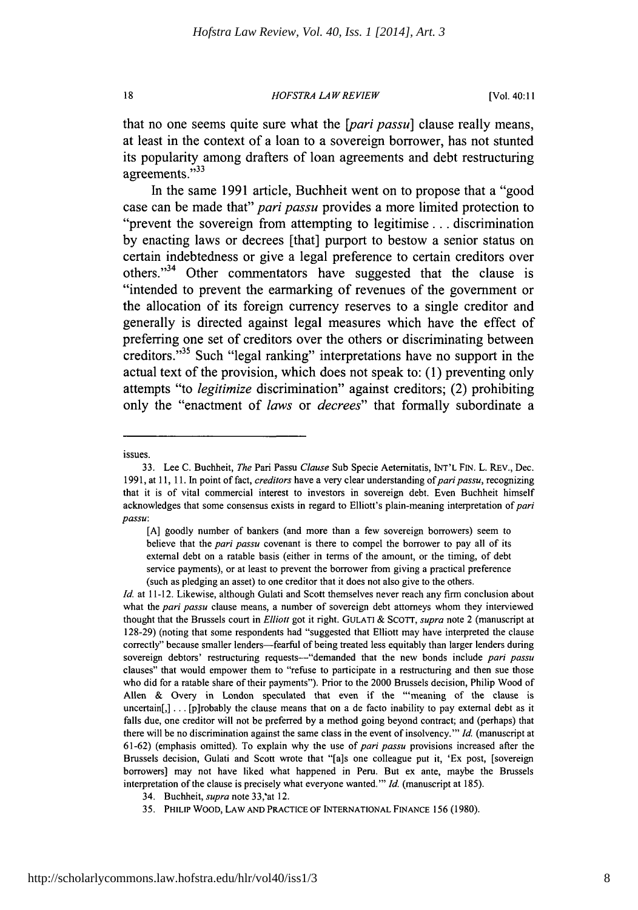that no one seems quite sure what the [*pari passu*] clause really means, at least in the context of a loan to a sovereign borrower, has not stunted its popularity among drafters of loan agreements and debt restructuring agreements."[33]

In the same 1991 article, Buchheit went on to propose that a "good case can be made that" *pari passu* provides a more limited protection to "prevent the sovereign from attempting to legitimise . . . discrimination by enacting laws or decrees [that] purport to bestow a senior status on certain indebtedness or give a legal preference to certain creditors over others."[34] Other commentators have suggested that the clause is "intended to prevent the earmarking of revenues of the government or the allocation of its foreign currency reserves to a single creditor and generally is directed against legal measures which have the effect of preferring one set of creditors over the others or discriminating between creditors."[35] Such "legal ranking" interpretations have no support in the actual text of the provision, which does not speak to: (1) preventing only attempts "to *legitimize* discrimination" against creditors; (2) prohibiting only the "enactment of *laws* or *decrees*" that formally subordinate a

---

issues.

33. Lee C. Buchheit, *The* Pari Passu *Clause* Sub Specie Aeternitatis, INT'L FIN. L. REV., Dec. 1991, at 11, 11. In point of fact, *creditors* have a very clear understanding of *pari passu*, recognizing that it is of vital commercial interest to investors in sovereign debt. Even Buchheit himself acknowledges that some consensus exists in regard to Elliott's plain-meaning interpretation of *pari passu*:

> [A] goodly number of bankers (and more than a few sovereign borrowers) seem to believe that the *pari passu* covenant is there to compel the borrower to pay all of its external debt on a ratable basis (either in terms of the amount, or the timing, of debt service payments), or at least to prevent the borrower from giving a practical preference (such as pledging an asset) to one creditor that it does not also give to the others.

*Id.* at 11-12. Likewise, although Gulati and Scott themselves never reach any firm conclusion about what the *pari passu* clause means, a number of sovereign debt attorneys whom they interviewed thought that the Brussels court in *Elliott* got it right. GULATI & SCOTT, *supra* note 2 (manuscript at 128-29) (noting that some respondents had "suggested that Elliott may have interpreted the clause correctly" because smaller lenders—fearful of being treated less equitably than larger lenders during sovereign debtors' restructuring requests—"demanded that the new bonds include *pari passu* clauses" that would empower them to "refuse to participate in a restructuring and then sue those who did for a ratable share of their payments"). Prior to the 2000 Brussels decision, Philip Wood of Allen & Overy in London speculated that even if the "'meaning of the clause is uncertain[,] . . . [p]robably the clause means that on a de facto inability to pay external debt as it falls due, one creditor will not be preferred by a method going beyond contract; and (perhaps) that there will be no discrimination against the same class in the event of insolvency.'" *Id.* (manuscript at 61-62) (emphasis omitted). To explain why the use of *pari passu* provisions increased after the Brussels decision, Gulati and Scott wrote that "[a]s one colleague put it, 'Ex post, [sovereign borrowers] may not have liked what happened in Peru. But ex ante, maybe the Brussels interpretation of the clause is precisely what everyone wanted.'" *Id.* (manuscript at 185).

34. Buchheit, *supra* note 33, at 12.

35. PHILIP WOOD, LAW AND PRACTICE OF INTERNATIONAL FINANCE 156 (1980).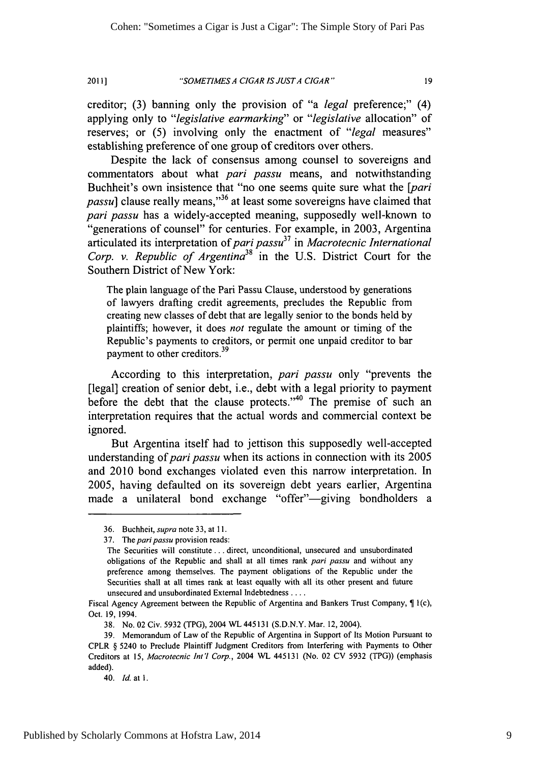creditor; (3) banning only the provision of "a *legal* preference;" (4) applying only to "*legislative earmarking*" or "*legislative* allocation" of reserves; or (5) involving only the enactment of "*legal* measures" establishing preference of one group of creditors over others.

Despite the lack of consensus among counsel to sovereigns and commentators about what *pari passu* means, and notwithstanding Buchheit's own insistence that "no one seems quite sure what the [*pari passu*] clause really means,"[36] at least some sovereigns have claimed that *pari passu* has a widely-accepted meaning, supposedly well-known to "generations of counsel" for centuries. For example, in 2003, Argentina articulated its interpretation of *pari passu*[37] in *Macrotecnic International Corp. v. Republic of Argentina*[38] in the U.S. District Court for the Southern District of New York:

> The plain language of the Pari Passu Clause, understood by generations of lawyers drafting credit agreements, precludes the Republic from creating new classes of debt that are legally senior to the bonds held by plaintiffs; however, it does *not* regulate the amount or timing of the Republic's payments to creditors, or permit one unpaid creditor to bar payment to other creditors.[39]

According to this interpretation, *pari passu* only "prevents the [legal] creation of senior debt, i.e., debt with a legal priority to payment before the debt that the clause protects."[40] The premise of such an interpretation requires that the actual words and commercial context be ignored.

But Argentina itself had to jettison this supposedly well-accepted understanding of *pari passu* when its actions in connection with its 2005 and 2010 bond exchanges violated even this narrow interpretation. In 2005, having defaulted on its sovereign debt years earlier, Argentina made a unilateral bond exchange "offer"—giving bondholders a

---

36. Buchheit, *supra* note 33, at 11.

37. The *pari passu* provision reads:

The Securities will constitute . . . direct, unconditional, unsecured and unsubordinated obligations of the Republic and shall at all times rank *pari passu* and without any preference among themselves. The payment obligations of the Republic under the Securities shall at all times rank at least equally with all its other present and future unsecured and unsubordinated External Indebtedness . . . .

Fiscal Agency Agreement between the Republic of Argentina and Bankers Trust Company, ¶ 1(c), Oct. 19, 1994.

38. No. 02 Civ. 5932 (TPG), 2004 WL 445131 (S.D.N.Y. Mar. 12, 2004).

39. Memorandum of Law of the Republic of Argentina in Support of Its Motion Pursuant to CPLR § 5240 to Preclude Plaintiff Judgment Creditors from Interfering with Payments to Other Creditors at 15, *Macrotecnic Int'l Corp.*, 2004 WL 445131 (No. 02 CV 5932 (TPG)) (emphasis added).

40. *Id.* at 1.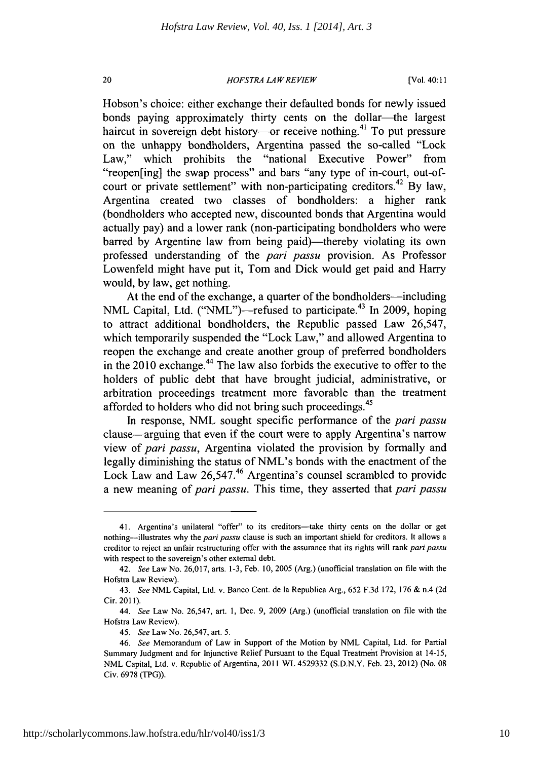Hobson's choice: either exchange their defaulted bonds for newly issued bonds paying approximately thirty cents on the dollar—the largest haircut in sovereign debt history—or receive nothing.[41] To put pressure on the unhappy bondholders, Argentina passed the so-called "Lock Law," which prohibits the "national Executive Power" from "reopen[ing] the swap process" and bars "any type of in-court, out-of-court or private settlement" with non-participating creditors.[42] By law, Argentina created two classes of bondholders: a higher rank (bondholders who accepted new, discounted bonds that Argentina would actually pay) and a lower rank (non-participating bondholders who were barred by Argentine law from being paid)—thereby violating its own professed understanding of the *pari passu* provision. As Professor Lowenfeld might have put it, Tom and Dick would get paid and Harry would, by law, get nothing.

At the end of the exchange, a quarter of the bondholders—including NML Capital, Ltd. ("NML")—refused to participate.[43] In 2009, hoping to attract additional bondholders, the Republic passed Law 26,547, which temporarily suspended the "Lock Law," and allowed Argentina to reopen the exchange and create another group of preferred bondholders in the 2010 exchange.[44] The law also forbids the executive to offer to the holders of public debt that have brought judicial, administrative, or arbitration proceedings treatment more favorable than the treatment afforded to holders who did not bring such proceedings.[45]

In response, NML sought specific performance of the *pari passu* clause—arguing that even if the court were to apply Argentina's narrow view of *pari passu*, Argentina violated the provision by formally and legally diminishing the status of NML's bonds with the enactment of the Lock Law and Law 26,547.[46] Argentina's counsel scrambled to provide a new meaning of *pari passu*. This time, they asserted that *pari passu*

---

41. Argentina's unilateral "offer" to its creditors—take thirty cents on the dollar or get nothing—illustrates why the *pari passu* clause is such an important shield for creditors. It allows a creditor to reject an unfair restructuring offer with the assurance that its rights will rank *pari passu* with respect to the sovereign's other external debt.

42. *See* Law No. 26,017, arts. 1-3, Feb. 10, 2005 (Arg.) (unofficial translation on file with the Hofstra Law Review).

43. *See* NML Capital, Ltd. v. Banco Cent. de la Republica Arg., 652 F.3d 172, 176 & n.4 (2d Cir. 2011).

44. *See* Law No. 26,547, art. 1, Dec. 9, 2009 (Arg.) (unofficial translation on file with the Hofstra Law Review).

45. *See* Law No. 26,547, art. 5.

46. *See* Memorandum of Law in Support of the Motion by NML Capital, Ltd. for Partial Summary Judgment and for Injunctive Relief Pursuant to the Equal Treatment Provision at 14-15, NML Capital, Ltd. v. Republic of Argentina, 2011 WL 4529332 (S.D.N.Y. Feb. 23, 2012) (No. 08 Civ. 6978 (TPG)).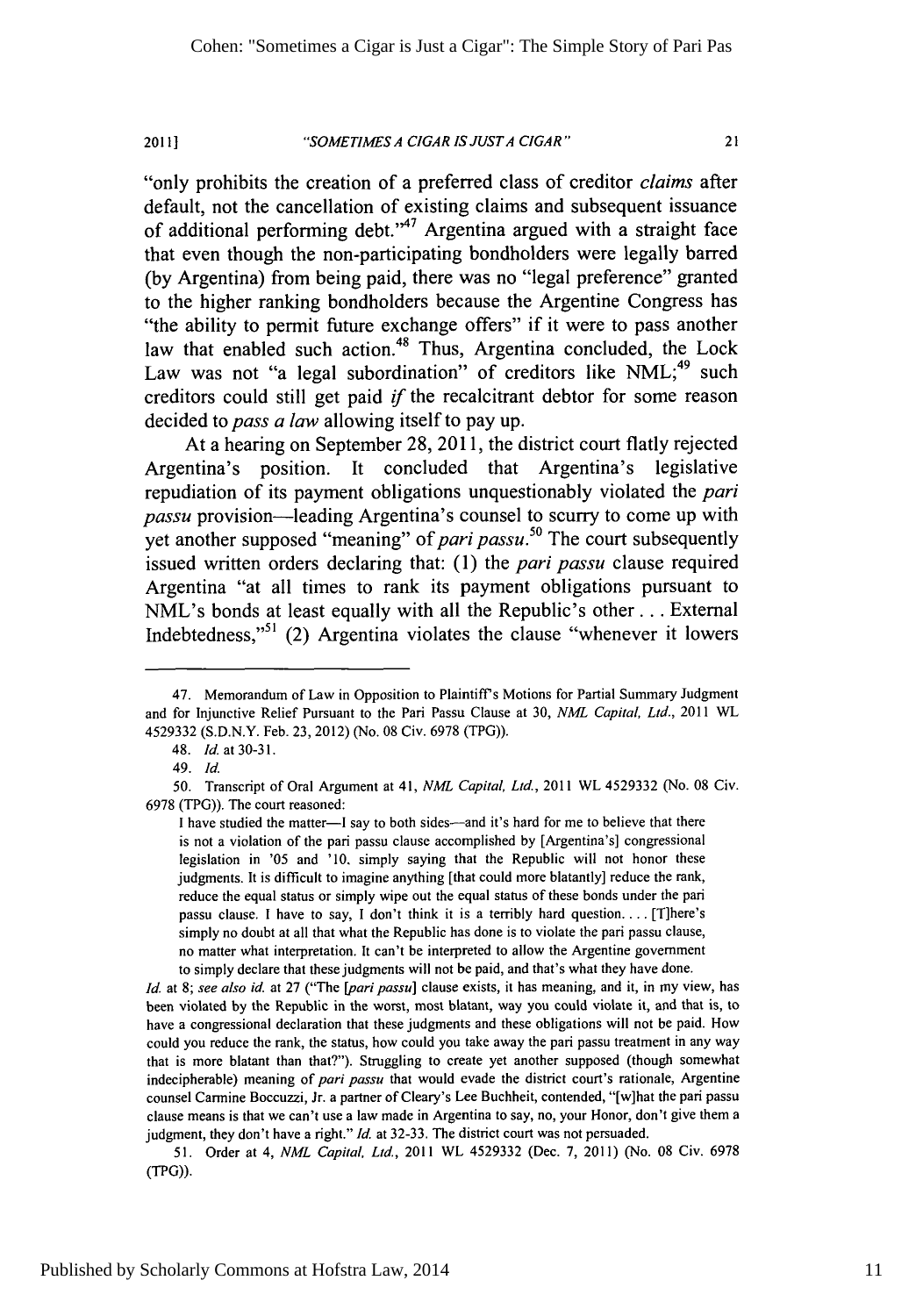"only prohibits the creation of a preferred class of creditor *claims* after default, not the cancellation of existing claims and subsequent issuance of additional performing debt."[47] Argentina argued with a straight face that even though the non-participating bondholders were legally barred (by Argentina) from being paid, there was no "legal preference" granted to the higher ranking bondholders because the Argentine Congress has "the ability to permit future exchange offers" if it were to pass another law that enabled such action.[48] Thus, Argentina concluded, the Lock Law was not "a legal subordination" of creditors like NML;[49] such creditors could still get paid *if* the recalcitrant debtor for some reason decided to *pass a law* allowing itself to pay up.

At a hearing on September 28, 2011, the district court flatly rejected Argentina's position. It concluded that Argentina's legislative repudiation of its payment obligations unquestionably violated the *pari passu* provision—leading Argentina's counsel to scurry to come up with yet another supposed "meaning" of *pari passu*.[50] The court subsequently issued written orders declaring that: (1) the *pari passu* clause required Argentina "at all times to rank its payment obligations pursuant to NML's bonds at least equally with all the Republic's other . . . External Indebtedness,"[51] (2) Argentina violates the clause "whenever it lowers

---

47. Memorandum of Law in Opposition to Plaintiff's Motions for Partial Summary Judgment and for Injunctive Relief Pursuant to the Pari Passu Clause at 30, *NML Capital, Ltd.*, 2011 WL 4529332 (S.D.N.Y. Feb. 23, 2012) (No. 08 Civ. 6978 (TPG)).

48. *Id.* at 30-31.

49. *Id.*

50. Transcript of Oral Argument at 41, *NML Capital, Ltd.*, 2011 WL 4529332 (No. 08 Civ. 6978 (TPG)). The court reasoned:

> I have studied the matter—I say to both sides—and it's hard for me to believe that there is not a violation of the pari passu clause accomplished by [Argentina's] congressional legislation in '05 and '10, simply saying that the Republic will not honor these judgments. It is difficult to imagine anything [that could more blatantly] reduce the rank, reduce the equal status or simply wipe out the equal status of these bonds under the pari passu clause. I have to say, I don't think it is a terribly hard question. . . . [T]here's simply no doubt at all that what the Republic has done is to violate the pari passu clause, no matter what interpretation. It can't be interpreted to allow the Argentine government to simply declare that these judgments will not be paid, and that's what they have done.

*Id.* at 8; *see also id.* at 27 ("The [*pari passu*] clause exists, it has meaning, and it, in my view, has been violated by the Republic in the worst, most blatant, way you could violate it, and that is, to have a congressional declaration that these judgments and these obligations will not be paid. How could you reduce the rank, the status, how could you take away the pari passu treatment in any way that is more blatant than that?"). Struggling to create yet another supposed (though somewhat indecipherable) meaning of *pari passu* that would evade the district court's rationale, Argentine counsel Carmine Boccuzzi, Jr. a partner of Cleary's Lee Buchheit, contended, "[w]hat the pari passu clause means is that we can't use a law made in Argentina to say, no, your Honor, don't give them a judgment, they don't have a right." *Id.* at 32-33. The district court was not persuaded.

51. Order at 4, *NML Capital, Ltd.*, 2011 WL 4529332 (Dec. 7, 2011) (No. 08 Civ. 6978 (TPG)).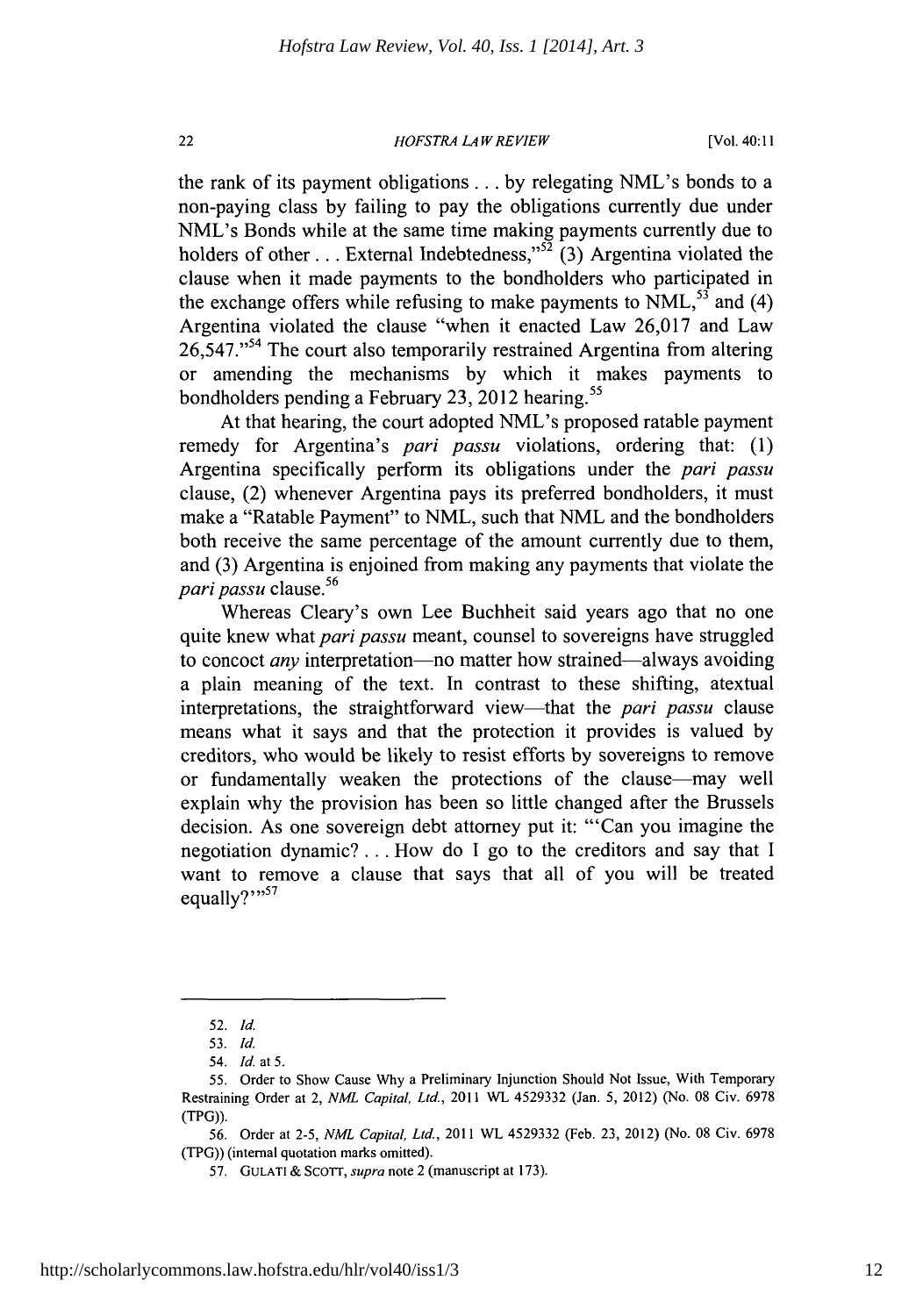the rank of its payment obligations . . . by relegating NML's bonds to a non-paying class by failing to pay the obligations currently due under NML's Bonds while at the same time making payments currently due to holders of other . . . External Indebtedness,"[52] (3) Argentina violated the clause when it made payments to the bondholders who participated in the exchange offers while refusing to make payments to NML,[53] and (4) Argentina violated the clause "when it enacted Law 26,017 and Law 26,547."[54] The court also temporarily restrained Argentina from altering or amending the mechanisms by which it makes payments to bondholders pending a February 23, 2012 hearing.[55]

At that hearing, the court adopted NML's proposed ratable payment remedy for Argentina's *pari passu* violations, ordering that: (1) Argentina specifically perform its obligations under the *pari passu* clause, (2) whenever Argentina pays its preferred bondholders, it must make a "Ratable Payment" to NML, such that NML and the bondholders both receive the same percentage of the amount currently due to them, and (3) Argentina is enjoined from making any payments that violate the *pari passu* clause.[56]

Whereas Cleary's own Lee Buchheit said years ago that no one quite knew what *pari passu* meant, counsel to sovereigns have struggled to concoct *any* interpretation—no matter how strained—always avoiding a plain meaning of the text. In contrast to these shifting, atextual interpretations, the straightforward view—that the *pari passu* clause means what it says and that the protection it provides is valued by creditors, who would be likely to resist efforts by sovereigns to remove or fundamentally weaken the protections of the clause—may well explain why the provision has been so little changed after the Brussels decision. As one sovereign debt attorney put it: "'Can you imagine the negotiation dynamic? . . . How do I go to the creditors and say that I want to remove a clause that says that all of you will be treated equally?'"[57]

---

52. *Id.*

53. *Id.*

54. *Id.* at 5.

55. Order to Show Cause Why a Preliminary Injunction Should Not Issue, With Temporary Restraining Order at 2, *NML Capital, Ltd.*, 2011 WL 4529332 (Jan. 5, 2012) (No. 08 Civ. 6978 (TPG)).

56. Order at 2-5, *NML Capital, Ltd.*, 2011 WL 4529332 (Feb. 23, 2012) (No. 08 Civ. 6978 (TPG)) (internal quotation marks omitted).

57. GULATI & SCOTT, *supra* note 2 (manuscript at 173).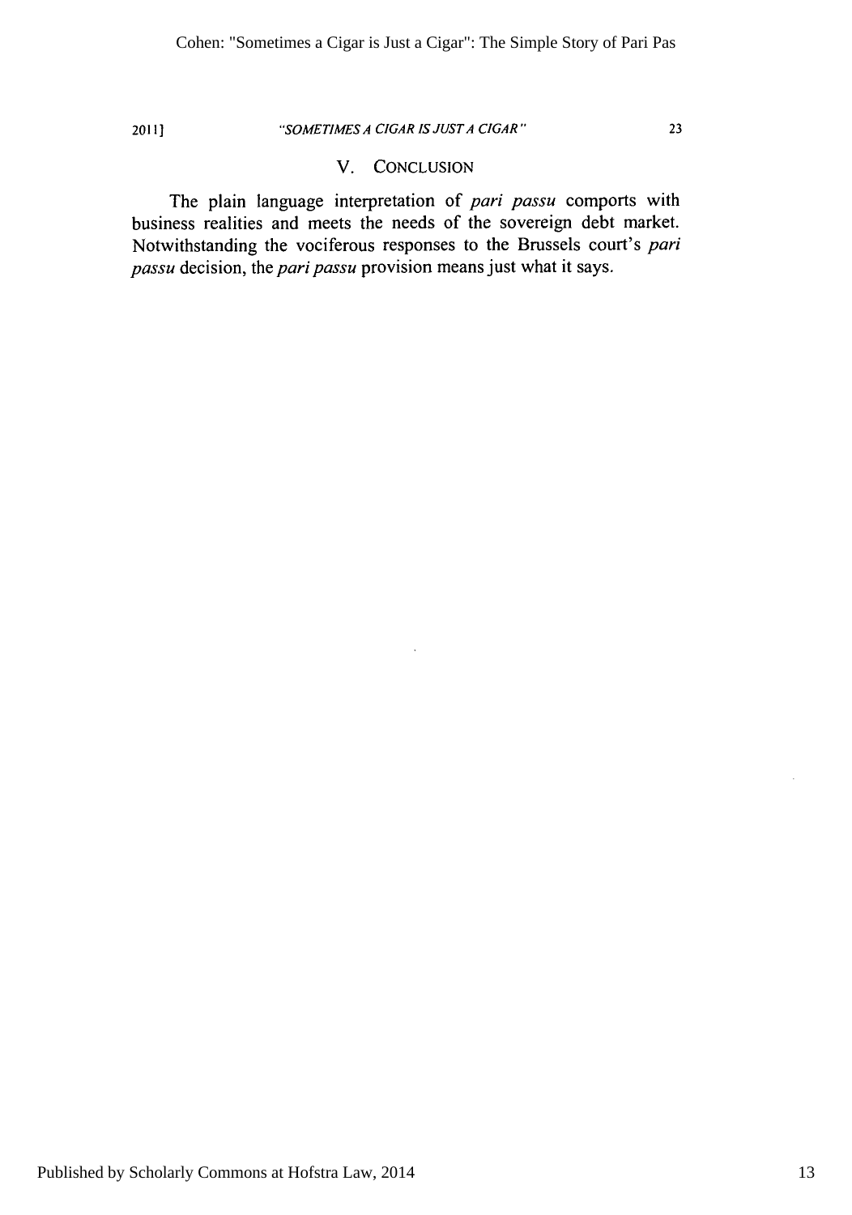## V. CONCLUSION

The plain language interpretation of *pari passu* comports with business realities and meets the needs of the sovereign debt market. Notwithstanding the vociferous responses to the Brussels court's *pari passu* decision, the *pari passu* provision means just what it says.